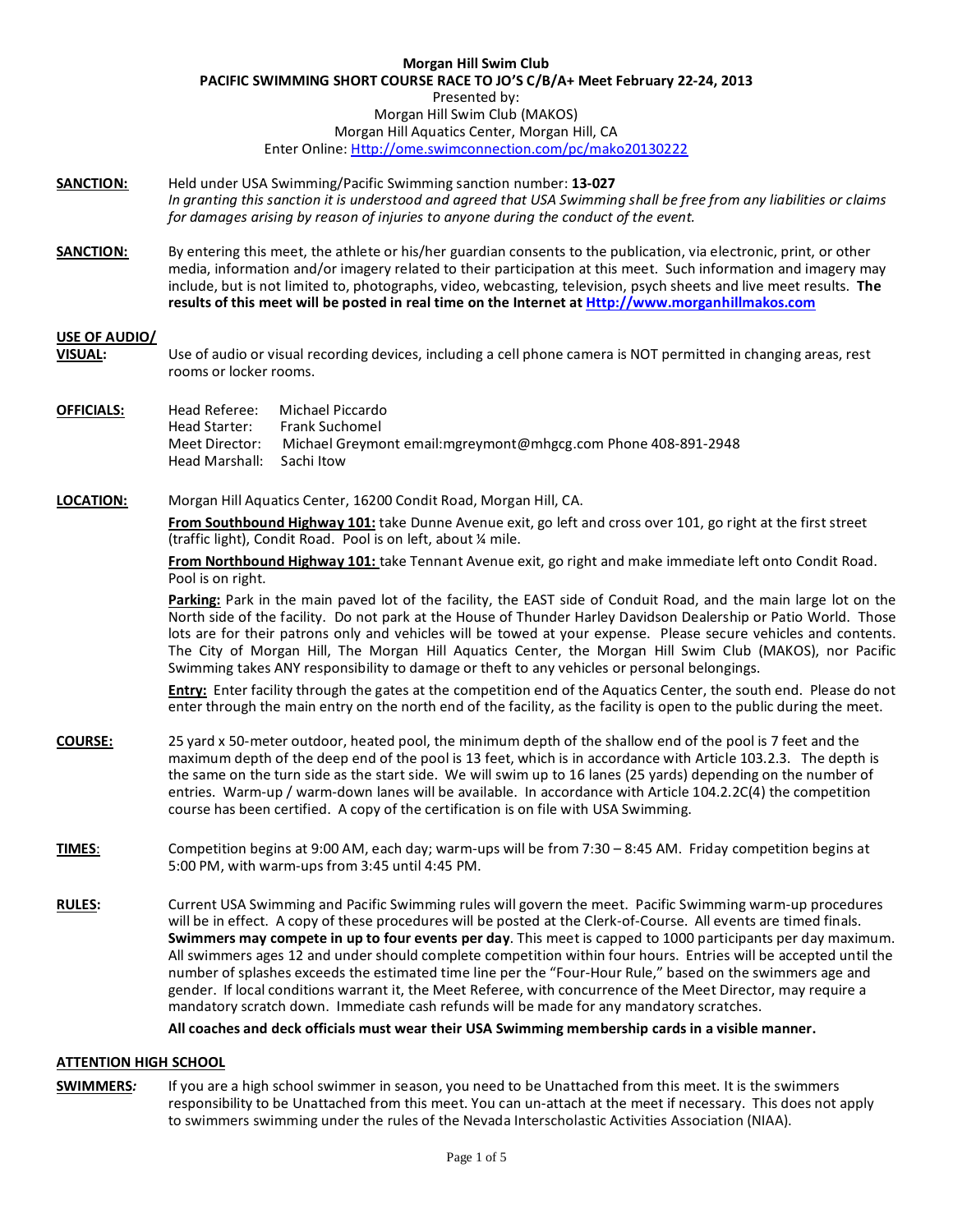# Morgan Hill Swim Club
## PACIFIC SWIMMING SHORT COURSE RACE TO JO'S C/B/A+ Meet February 22-24, 2013

Presented by:
Morgan Hill Swim Club (MAKOS)
Morgan Hill Aquatics Center, Morgan Hill, CA
Enter Online: [Http://ome.swimconnection.com/pc/mako20130222](Http://ome.swimconnection.com/pc/mako20130222)

**SANCTION:** Held under USA Swimming/Pacific Swimming sanction number: **13-027**
*In granting this sanction it is understood and agreed that USA Swimming shall be free from any liabilities or claims for damages arising by reason of injuries to anyone during the conduct of the event.*

**SANCTION:** By entering this meet, the athlete or his/her guardian consents to the publication, via electronic, print, or other media, information and/or imagery related to their participation at this meet. Such information and imagery may include, but is not limited to, photographs, video, webcasting, television, psych sheets and live meet results. **The results of this meet will be posted in real time on the Internet at [Http://www.morganhillmakos.com](Http://www.morganhillmakos.com)**

**USE OF AUDIO/ VISUAL:** Use of audio or visual recording devices, including a cell phone camera is NOT permitted in changing areas, rest rooms or locker rooms.

**OFFICIALS:**
Head Referee: Michael Piccardo
Head Starter: Frank Suchomel
Meet Director: Michael Greymont email:mgreymont@mhgcg.com Phone 408-891-2948
Head Marshall: Sachi Itow

**LOCATION:** Morgan Hill Aquatics Center, 16200 Condit Road, Morgan Hill, CA.

**From Southbound Highway 101:** take Dunne Avenue exit, go left and cross over 101, go right at the first street (traffic light), Condit Road. Pool is on left, about ¼ mile.

**From Northbound Highway 101:** take Tennant Avenue exit, go right and make immediate left onto Condit Road. Pool is on right.

**Parking:** Park in the main paved lot of the facility, the EAST side of Conduit Road, and the main large lot on the North side of the facility. Do not park at the House of Thunder Harley Davidson Dealership or Patio World. Those lots are for their patrons only and vehicles will be towed at your expense. Please secure vehicles and contents. The City of Morgan Hill, The Morgan Hill Aquatics Center, the Morgan Hill Swim Club (MAKOS), nor Pacific Swimming takes ANY responsibility to damage or theft to any vehicles or personal belongings.

**Entry:** Enter facility through the gates at the competition end of the Aquatics Center, the south end. Please do not enter through the main entry on the north end of the facility, as the facility is open to the public during the meet.

**COURSE:** 25 yard x 50-meter outdoor, heated pool, the minimum depth of the shallow end of the pool is 7 feet and the maximum depth of the deep end of the pool is 13 feet, which is in accordance with Article 103.2.3. The depth is the same on the turn side as the start side. We will swim up to 16 lanes (25 yards) depending on the number of entries. Warm-up / warm-down lanes will be available. In accordance with Article 104.2.2C(4) the competition course has been certified. A copy of the certification is on file with USA Swimming.

**TIMES:** Competition begins at 9:00 AM, each day; warm-ups will be from 7:30 – 8:45 AM. Friday competition begins at 5:00 PM, with warm-ups from 3:45 until 4:45 PM.

**RULES:** Current USA Swimming and Pacific Swimming rules will govern the meet. Pacific Swimming warm-up procedures will be in effect. A copy of these procedures will be posted at the Clerk-of-Course. All events are timed finals. **Swimmers may compete in up to four events per day**. This meet is capped to 1000 participants per day maximum. All swimmers ages 12 and under should complete competition within four hours. Entries will be accepted until the number of splashes exceeds the estimated time line per the "Four-Hour Rule," based on the swimmers age and gender. If local conditions warrant it, the Meet Referee, with concurrence of the Meet Director, may require a mandatory scratch down. Immediate cash refunds will be made for any mandatory scratches.

**All coaches and deck officials must wear their USA Swimming membership cards in a visible manner.**

**ATTENTION HIGH SCHOOL SWIMMERS:** If you are a high school swimmer in season, you need to be Unattached from this meet. It is the swimmers responsibility to be Unattached from this meet. You can un-attach at the meet if necessary. This does not apply to swimmers swimming under the rules of the Nevada Interscholastic Activities Association (NIAA).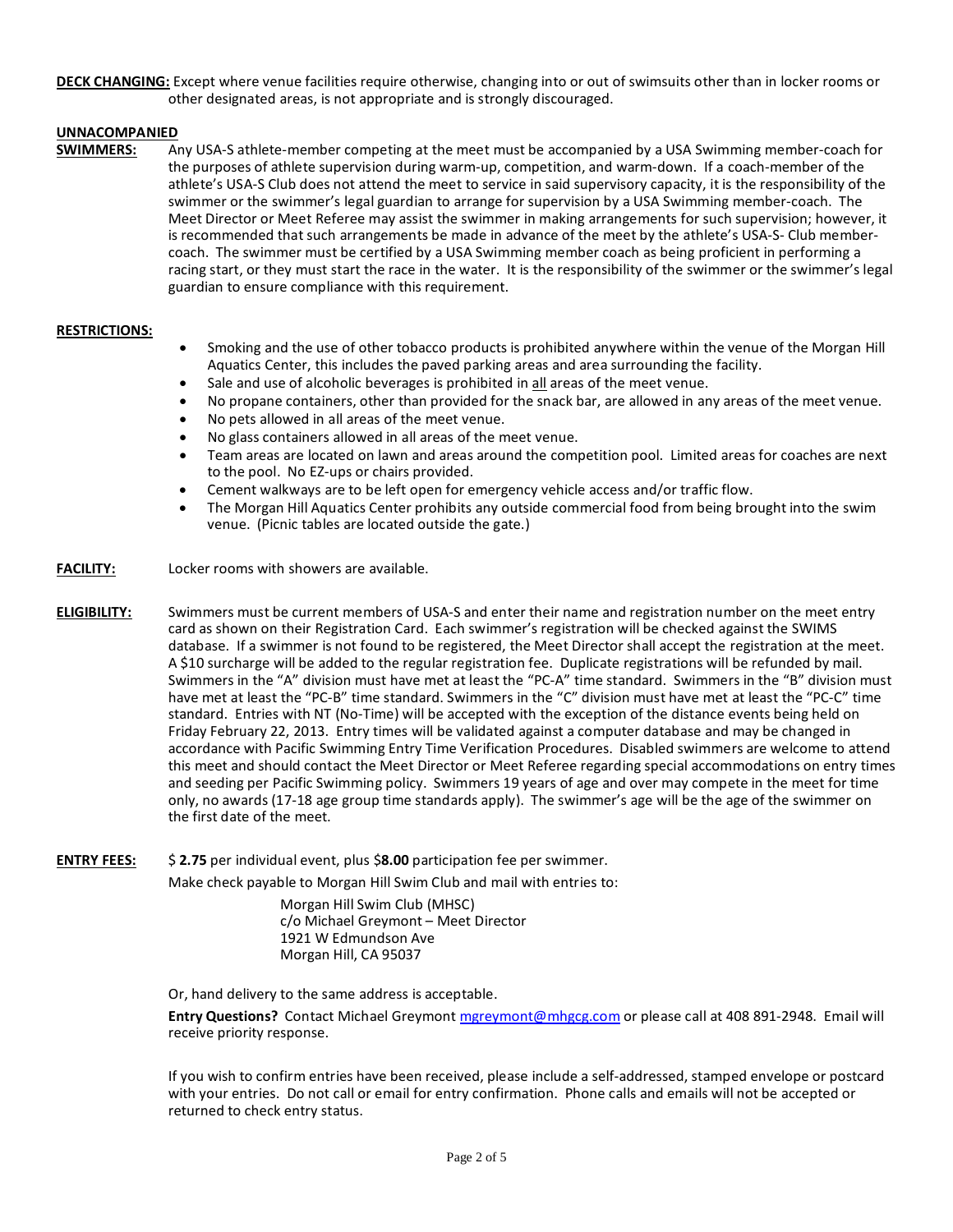**DECK CHANGING:** Except where venue facilities require otherwise, changing into or out of swimsuits other than in locker rooms or other designated areas, is not appropriate and is strongly discouraged.

**UNNACOMPANIED SWIMMERS:** Any USA-S athlete-member competing at the meet must be accompanied by a USA Swimming member-coach for the purposes of athlete supervision during warm-up, competition, and warm-down. If a coach-member of the athlete's USA-S Club does not attend the meet to service in said supervisory capacity, it is the responsibility of the swimmer or the swimmer's legal guardian to arrange for supervision by a USA Swimming member-coach. The Meet Director or Meet Referee may assist the swimmer in making arrangements for such supervision; however, it is recommended that such arrangements be made in advance of the meet by the athlete's USA-S- Club member-coach. The swimmer must be certified by a USA Swimming member coach as being proficient in performing a racing start, or they must start the race in the water. It is the responsibility of the swimmer or the swimmer's legal guardian to ensure compliance with this requirement.

**RESTRICTIONS:**

- Smoking and the use of other tobacco products is prohibited anywhere within the venue of the Morgan Hill Aquatics Center, this includes the paved parking areas and area surrounding the facility.
- Sale and use of alcoholic beverages is prohibited in all areas of the meet venue.
- No propane containers, other than provided for the snack bar, are allowed in any areas of the meet venue.
- No pets allowed in all areas of the meet venue.
- No glass containers allowed in all areas of the meet venue.
- Team areas are located on lawn and areas around the competition pool. Limited areas for coaches are next to the pool. No EZ-ups or chairs provided.
- Cement walkways are to be left open for emergency vehicle access and/or traffic flow.
- The Morgan Hill Aquatics Center prohibits any outside commercial food from being brought into the swim venue. (Picnic tables are located outside the gate.)

**FACILITY:** Locker rooms with showers are available.

**ELIGIBILITY:** Swimmers must be current members of USA-S and enter their name and registration number on the meet entry card as shown on their Registration Card. Each swimmer's registration will be checked against the SWIMS database. If a swimmer is not found to be registered, the Meet Director shall accept the registration at the meet. A $10 surcharge will be added to the regular registration fee. Duplicate registrations will be refunded by mail. Swimmers in the "A" division must have met at least the "PC-A" time standard. Swimmers in the "B" division must have met at least the "PC-B" time standard. Swimmers in the "C" division must have met at least the "PC-C" time standard. Entries with NT (No-Time) will be accepted with the exception of the distance events being held on Friday February 22, 2013. Entry times will be validated against a computer database and may be changed in accordance with Pacific Swimming Entry Time Verification Procedures. Disabled swimmers are welcome to attend this meet and should contact the Meet Director or Meet Referee regarding special accommodations on entry times and seeding per Pacific Swimming policy. Swimmers 19 years of age and over may compete in the meet for time only, no awards (17-18 age group time standards apply). The swimmer's age will be the age of the swimmer on the first date of the meet.

**ENTRY FEES:** $ **2.75** per individual event, plus $**8.00** participation fee per swimmer.

Make check payable to Morgan Hill Swim Club and mail with entries to:

Morgan Hill Swim Club (MHSC)
c/o Michael Greymont – Meet Director
1921 W Edmundson Ave
Morgan Hill, CA 95037

Or, hand delivery to the same address is acceptable.

**Entry Questions?** Contact Michael Greymont mgreymont@mhgcg.com or please call at 408 891-2948. Email will receive priority response.

If you wish to confirm entries have been received, please include a self-addressed, stamped envelope or postcard with your entries. Do not call or email for entry confirmation. Phone calls and emails will not be accepted or returned to check entry status.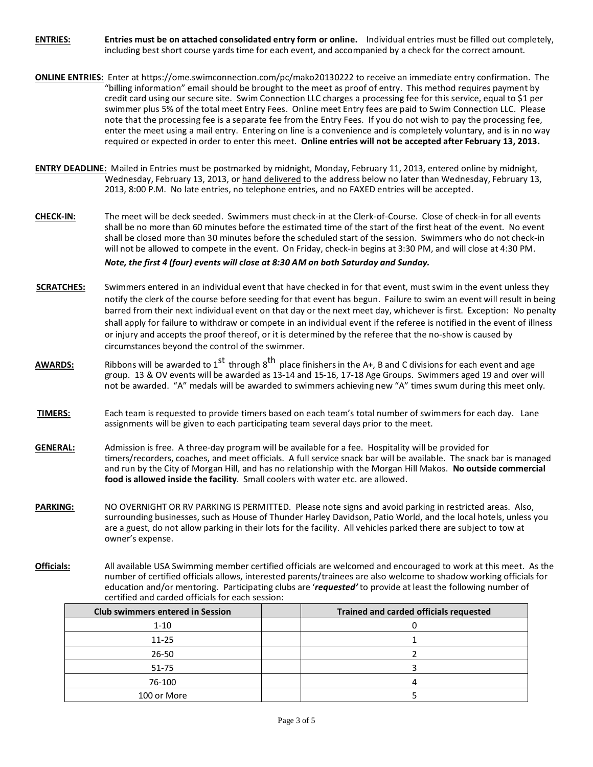**ENTRIES:** **Entries must be on attached consolidated entry form or online.** Individual entries must be filled out completely, including best short course yards time for each event, and accompanied by a check for the correct amount.

**ONLINE ENTRIES:** Enter at https://ome.swimconnection.com/pc/mako20130222 to receive an immediate entry confirmation. The "billing information" email should be brought to the meet as proof of entry. This method requires payment by credit card using our secure site. Swim Connection LLC charges a processing fee for this service, equal to $1 per swimmer plus 5% of the total meet Entry Fees. Online meet Entry fees are paid to Swim Connection LLC. Please note that the processing fee is a separate fee from the Entry Fees. If you do not wish to pay the processing fee, enter the meet using a mail entry. Entering on line is a convenience and is completely voluntary, and is in no way required or expected in order to enter this meet. **Online entries will not be accepted after February 13, 2013.**

**ENTRY DEADLINE:** Mailed in Entries must be postmarked by midnight, Monday, February 11, 2013, entered online by midnight, Wednesday, February 13, 2013, or hand delivered to the address below no later than Wednesday, February 13, 2013, 8:00 P.M. No late entries, no telephone entries, and no FAXED entries will be accepted.

**CHECK-IN:** The meet will be deck seeded. Swimmers must check-in at the Clerk-of-Course. Close of check-in for all events shall be no more than 60 minutes before the estimated time of the start of the first heat of the event. No event shall be closed more than 30 minutes before the scheduled start of the session. Swimmers who do not check-in will not be allowed to compete in the event. On Friday, check-in begins at 3:30 PM, and will close at 4:30 PM.

***Note, the first 4 (four) events will close at 8:30 AM on both Saturday and Sunday.***

**SCRATCHES:** Swimmers entered in an individual event that have checked in for that event, must swim in the event unless they notify the clerk of the course before seeding for that event has begun. Failure to swim an event will result in being barred from their next individual event on that day or the next meet day, whichever is first. Exception: No penalty shall apply for failure to withdraw or compete in an individual event if the referee is notified in the event of illness or injury and accepts the proof thereof, or it is determined by the referee that the no-show is caused by circumstances beyond the control of the swimmer.

**AWARDS:** Ribbons will be awarded to 1st through 8th place finishers in the A+, B and C divisions for each event and age group. 13 & OV events will be awarded as 13-14 and 15-16, 17-18 Age Groups. Swimmers aged 19 and over will not be awarded. "A" medals will be awarded to swimmers achieving new "A" times swum during this meet only.

**TIMERS:** Each team is requested to provide timers based on each team's total number of swimmers for each day. Lane assignments will be given to each participating team several days prior to the meet.

**GENERAL:** Admission is free. A three-day program will be available for a fee. Hospitality will be provided for timers/recorders, coaches, and meet officials. A full service snack bar will be available. The snack bar is managed and run by the City of Morgan Hill, and has no relationship with the Morgan Hill Makos. **No outside commercial food is allowed inside the facility**. Small coolers with water etc. are allowed.

**PARKING:** NO OVERNIGHT OR RV PARKING IS PERMITTED. Please note signs and avoid parking in restricted areas. Also, surrounding businesses, such as House of Thunder Harley Davidson, Patio World, and the local hotels, unless you are a guest, do not allow parking in their lots for the facility. All vehicles parked there are subject to tow at owner's expense.

**Officials:** All available USA Swimming member certified officials are welcomed and encouraged to work at this meet. As the number of certified officials allows, interested parents/trainees are also welcome to shadow working officials for education and/or mentoring. Participating clubs are '***requested***' to provide at least the following number of certified and carded officials for each session:

| Club swimmers entered in Session | | Trained and carded officials requested |
|---|---|---|
| 1-10 | | 0 |
| 11-25 | | 1 |
| 26-50 | | 2 |
| 51-75 | | 3 |
| 76-100 | | 4 |
| 100 or More | | 5 |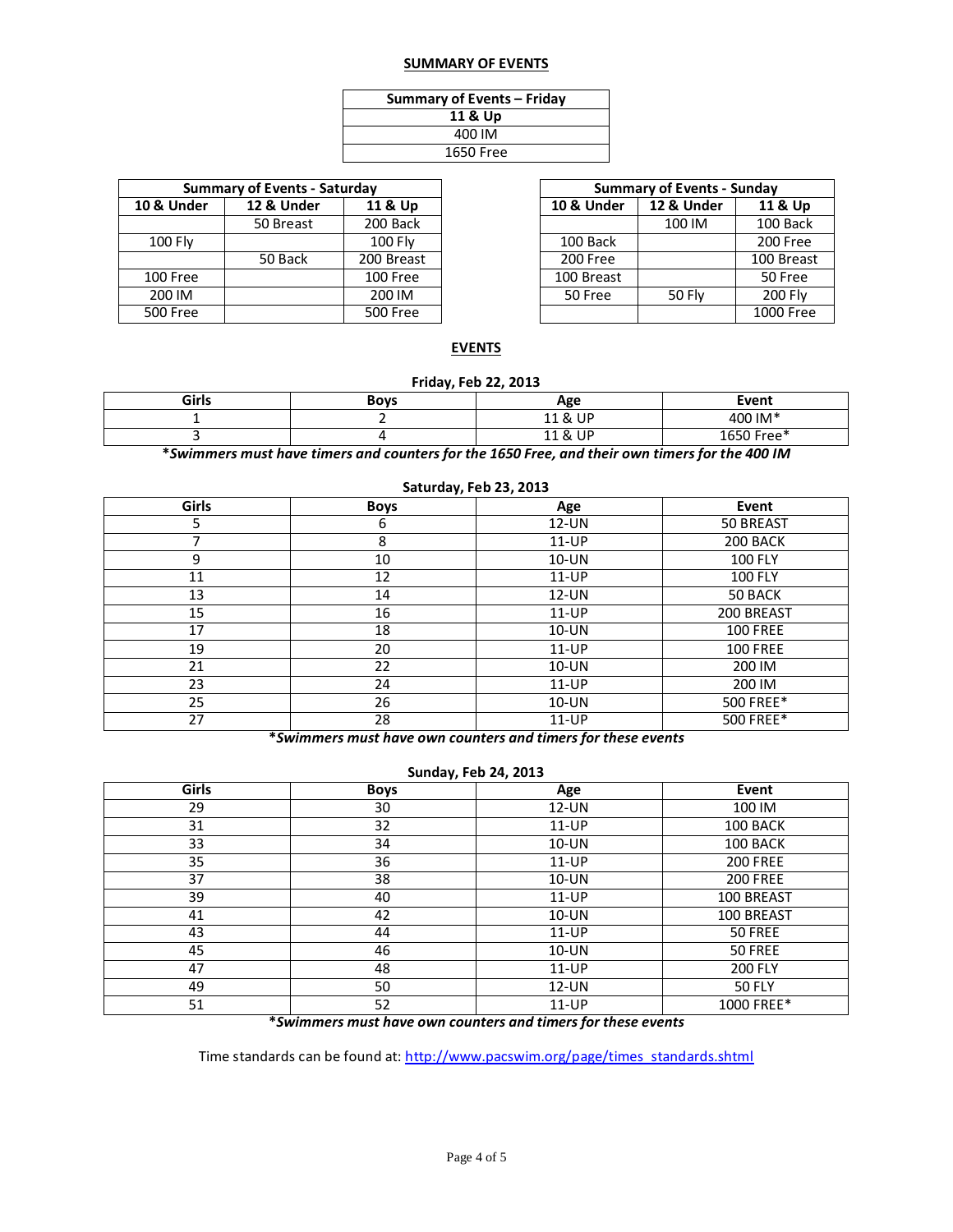## SUMMARY OF EVENTS

| Summary of Events – Friday |
|---|
| **11 & Up** |
| 400 IM |
| 1650 Free |

| Summary of Events - Saturday | | |
|---|---|---|
| **10 & Under** | **12 & Under** | **11 & Up** |
| | 50 Breast | 200 Back |
| 100 Fly | | 100 Fly |
| | 50 Back | 200 Breast |
| 100 Free | | 100 Free |
| 200 IM | | 200 IM |
| 500 Free | | 500 Free |

| Summary of Events - Sunday | | |
|---|---|---|
| **10 & Under** | **12 & Under** | **11 & Up** |
| | 100 IM | 100 Back |
| 100 Back | | 200 Free |
| 200 Free | | 100 Breast |
| 100 Breast | | 50 Free |
| 50 Free | 50 Fly | 200 Fly |
| | | 1000 Free |

## EVENTS

**Friday, Feb 22, 2013**

| Girls | Boys | Age | Event |
|---|---|---|---|
| 1 | 2 | 11 & UP | 400 IM* |
| 3 | 4 | 11 & UP | 1650 Free* |

***Swimmers must have timers and counters for the 1650 Free, and their own timers for the 400 IM***

**Saturday, Feb 23, 2013**

| Girls | Boys | Age | Event |
|---|---|---|---|
| 5 | 6 | 12-UN | 50 BREAST |
| 7 | 8 | 11-UP | 200 BACK |
| 9 | 10 | 10-UN | 100 FLY |
| 11 | 12 | 11-UP | 100 FLY |
| 13 | 14 | 12-UN | 50 BACK |
| 15 | 16 | 11-UP | 200 BREAST |
| 17 | 18 | 10-UN | 100 FREE |
| 19 | 20 | 11-UP | 100 FREE |
| 21 | 22 | 10-UN | 200 IM |
| 23 | 24 | 11-UP | 200 IM |
| 25 | 26 | 10-UN | 500 FREE* |
| 27 | 28 | 11-UP | 500 FREE* |

***Swimmers must have own counters and timers for these events***

**Sunday, Feb 24, 2013**

| Girls | Boys | Age | Event |
|---|---|---|---|
| 29 | 30 | 12-UN | 100 IM |
| 31 | 32 | 11-UP | 100 BACK |
| 33 | 34 | 10-UN | 100 BACK |
| 35 | 36 | 11-UP | 200 FREE |
| 37 | 38 | 10-UN | 200 FREE |
| 39 | 40 | 11-UP | 100 BREAST |
| 41 | 42 | 10-UN | 100 BREAST |
| 43 | 44 | 11-UP | 50 FREE |
| 45 | 46 | 10-UN | 50 FREE |
| 47 | 48 | 11-UP | 200 FLY |
| 49 | 50 | 12-UN | 50 FLY |
| 51 | 52 | 11-UP | 1000 FREE* |

***Swimmers must have own counters and timers for these events***

Time standards can be found at: http://www.pacswim.org/page/times_standards.shtml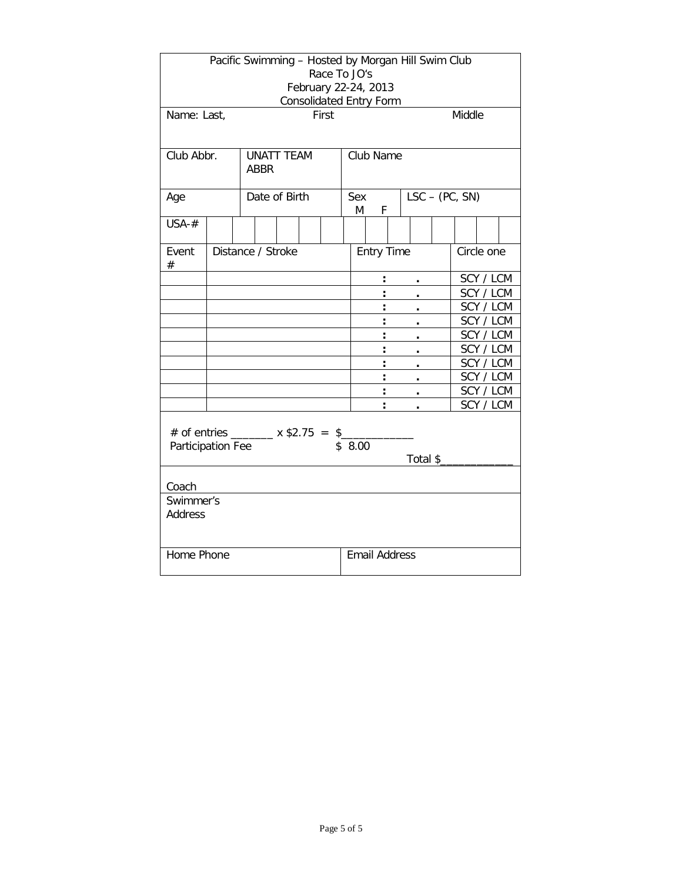Pacific Swimming – Hosted by Morgan Hill Swim Club
Race To JO's
February 22-24, 2013
Consolidated Entry Form

| Name: Last, | First | Middle |
|---|---|---|
| | | |

| Club Abbr. | UNATT TEAM ABBR | Club Name |
|---|---|---|
| | | |

| Age | Date of Birth | Sex M F | LSC – (PC, SN) |
|---|---|---|---|
| | | | |

| USA-# | | | | | | | | | | | | | | |
|---|---|---|---|---|---|---|---|---|---|---|---|---|---|---|

| Event # | Distance / Stroke | Entry Time | Circle one |
|---|---|---|---|
| | | : . | SCY / LCM |
| | | : . | SCY / LCM |
| | | : . | SCY / LCM |
| | | : . | SCY / LCM |
| | | : . | SCY / LCM |
| | | : . | SCY / LCM |
| | | : . | SCY / LCM |
| | | : . | SCY / LCM |
| | | : . | SCY / LCM |
| | | : . | SCY / LCM |

# of entries _______ x $2.75 = $___________
Participation Fee $ 8.00
Total $___________

Coach

Swimmer's Address

| Home Phone | Email Address |
|---|---|
| | |